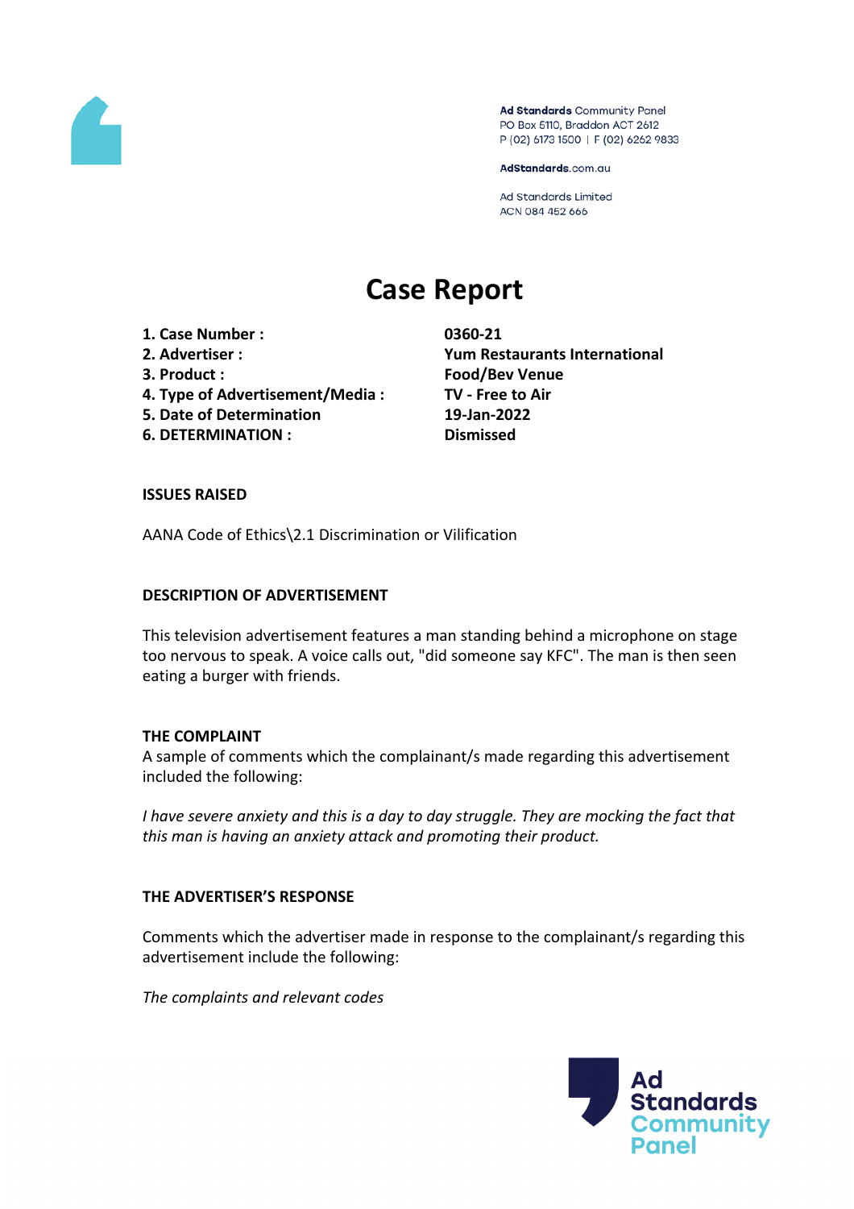Ad Standards Community Panel
PO Box 5110, Braddon ACT 2612
P (02) 6173 1500 | F (02) 6262 9833

AdStandards.com.au

Ad Standards Limited
ACN 084 452 666

# Case Report

| | |
|---|---|
| **1. Case Number :** | **0360-21** |
| **2. Advertiser :** | **Yum Restaurants International** |
| **3. Product :** | **Food/Bev Venue** |
| **4. Type of Advertisement/Media :** | **TV - Free to Air** |
| **5. Date of Determination** | **19-Jan-2022** |
| **6. DETERMINATION :** | **Dismissed** |

### ISSUES RAISED

AANA Code of Ethics\2.1 Discrimination or Vilification

### DESCRIPTION OF ADVERTISEMENT

This television advertisement features a man standing behind a microphone on stage too nervous to speak. A voice calls out, "did someone say KFC". The man is then seen eating a burger with friends.

### THE COMPLAINT

A sample of comments which the complainant/s made regarding this advertisement included the following:

*I have severe anxiety and this is a day to day struggle. They are mocking the fact that this man is having an anxiety attack and promoting their product.*

### THE ADVERTISER'S RESPONSE

Comments which the advertiser made in response to the complainant/s regarding this advertisement include the following:

*The complaints and relevant codes*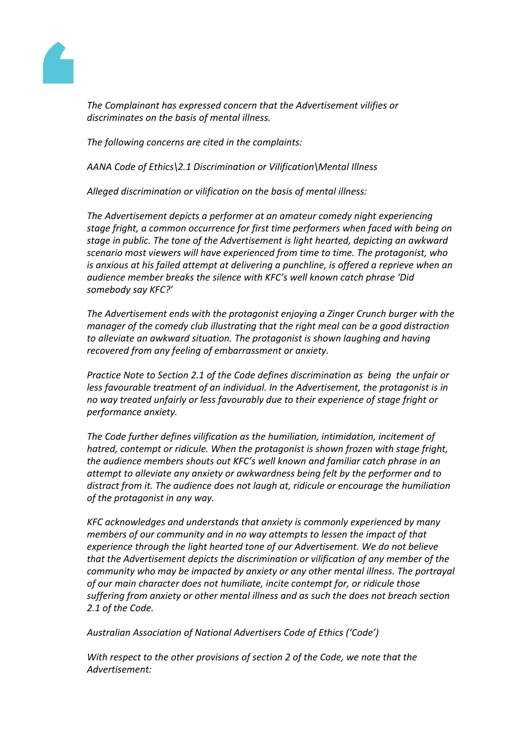*The Complainant has expressed concern that the Advertisement vilifies or discriminates on the basis of mental illness.*

*The following concerns are cited in the complaints:*

*AANA Code of Ethics\2.1 Discrimination or Vilification\Mental Illness*

*Alleged discrimination or vilification on the basis of mental illness:*

*The Advertisement depicts a performer at an amateur comedy night experiencing stage fright, a common occurrence for first time performers when faced with being on stage in public. The tone of the Advertisement is light hearted, depicting an awkward scenario most viewers will have experienced from time to time. The protagonist, who is anxious at his failed attempt at delivering a punchline, is offered a reprieve when an audience member breaks the silence with KFC's well known catch phrase 'Did somebody say KFC?'*

*The Advertisement ends with the protagonist enjoying a Zinger Crunch burger with the manager of the comedy club illustrating that the right meal can be a good distraction to alleviate an awkward situation. The protagonist is shown laughing and having recovered from any feeling of embarrassment or anxiety.*

*Practice Note to Section 2.1 of the Code defines discrimination as being the unfair or less favourable treatment of an individual. In the Advertisement, the protagonist is in no way treated unfairly or less favourably due to their experience of stage fright or performance anxiety.*

*The Code further defines vilification as the humiliation, intimidation, incitement of hatred, contempt or ridicule. When the protagonist is shown frozen with stage fright, the audience members shouts out KFC's well known and familiar catch phrase in an attempt to alleviate any anxiety or awkwardness being felt by the performer and to distract from it. The audience does not laugh at, ridicule or encourage the humiliation of the protagonist in any way.*

*KFC acknowledges and understands that anxiety is commonly experienced by many members of our community and in no way attempts to lessen the impact of that experience through the light hearted tone of our Advertisement. We do not believe that the Advertisement depicts the discrimination or vilification of any member of the community who may be impacted by anxiety or any other mental illness. The portrayal of our main character does not humiliate, incite contempt for, or ridicule those suffering from anxiety or other mental illness and as such the does not breach section 2.1 of the Code.*

*Australian Association of National Advertisers Code of Ethics ('Code')*

*With respect to the other provisions of section 2 of the Code, we note that the Advertisement:*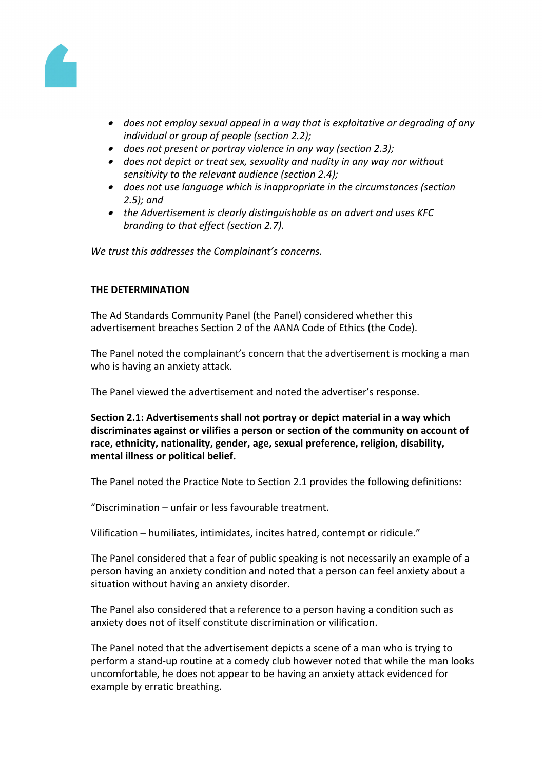- *does not employ sexual appeal in a way that is exploitative or degrading of any individual or group of people (section 2.2);*
- *does not present or portray violence in any way (section 2.3);*
- *does not depict or treat sex, sexuality and nudity in any way nor without sensitivity to the relevant audience (section 2.4);*
- *does not use language which is inappropriate in the circumstances (section 2.5); and*
- *the Advertisement is clearly distinguishable as an advert and uses KFC branding to that effect (section 2.7).*

*We trust this addresses the Complainant's concerns.*

**THE DETERMINATION**

The Ad Standards Community Panel (the Panel) considered whether this advertisement breaches Section 2 of the AANA Code of Ethics (the Code).

The Panel noted the complainant's concern that the advertisement is mocking a man who is having an anxiety attack.

The Panel viewed the advertisement and noted the advertiser's response.

**Section 2.1: Advertisements shall not portray or depict material in a way which discriminates against or vilifies a person or section of the community on account of race, ethnicity, nationality, gender, age, sexual preference, religion, disability, mental illness or political belief.**

The Panel noted the Practice Note to Section 2.1 provides the following definitions:

"Discrimination – unfair or less favourable treatment.

Vilification – humiliates, intimidates, incites hatred, contempt or ridicule."

The Panel considered that a fear of public speaking is not necessarily an example of a person having an anxiety condition and noted that a person can feel anxiety about a situation without having an anxiety disorder.

The Panel also considered that a reference to a person having a condition such as anxiety does not of itself constitute discrimination or vilification.

The Panel noted that the advertisement depicts a scene of a man who is trying to perform a stand-up routine at a comedy club however noted that while the man looks uncomfortable, he does not appear to be having an anxiety attack evidenced for example by erratic breathing.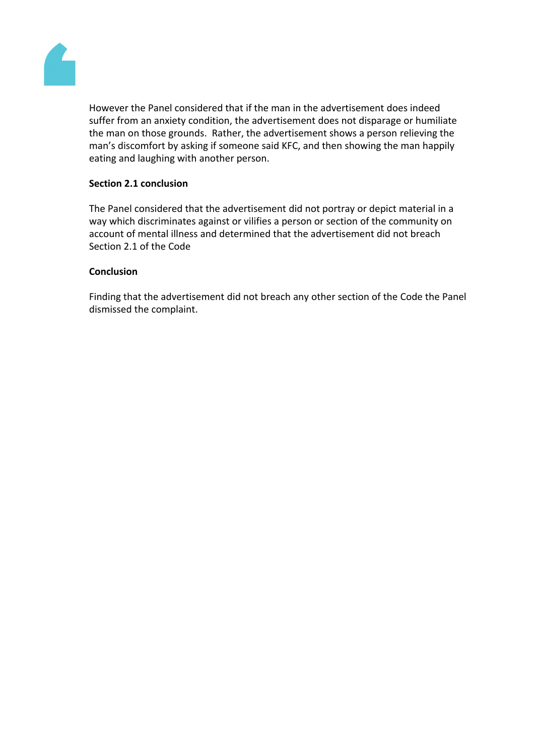However the Panel considered that if the man in the advertisement does indeed suffer from an anxiety condition, the advertisement does not disparage or humiliate the man on those grounds. Rather, the advertisement shows a person relieving the man's discomfort by asking if someone said KFC, and then showing the man happily eating and laughing with another person.

**Section 2.1 conclusion**

The Panel considered that the advertisement did not portray or depict material in a way which discriminates against or vilifies a person or section of the community on account of mental illness and determined that the advertisement did not breach Section 2.1 of the Code

**Conclusion**

Finding that the advertisement did not breach any other section of the Code the Panel dismissed the complaint.